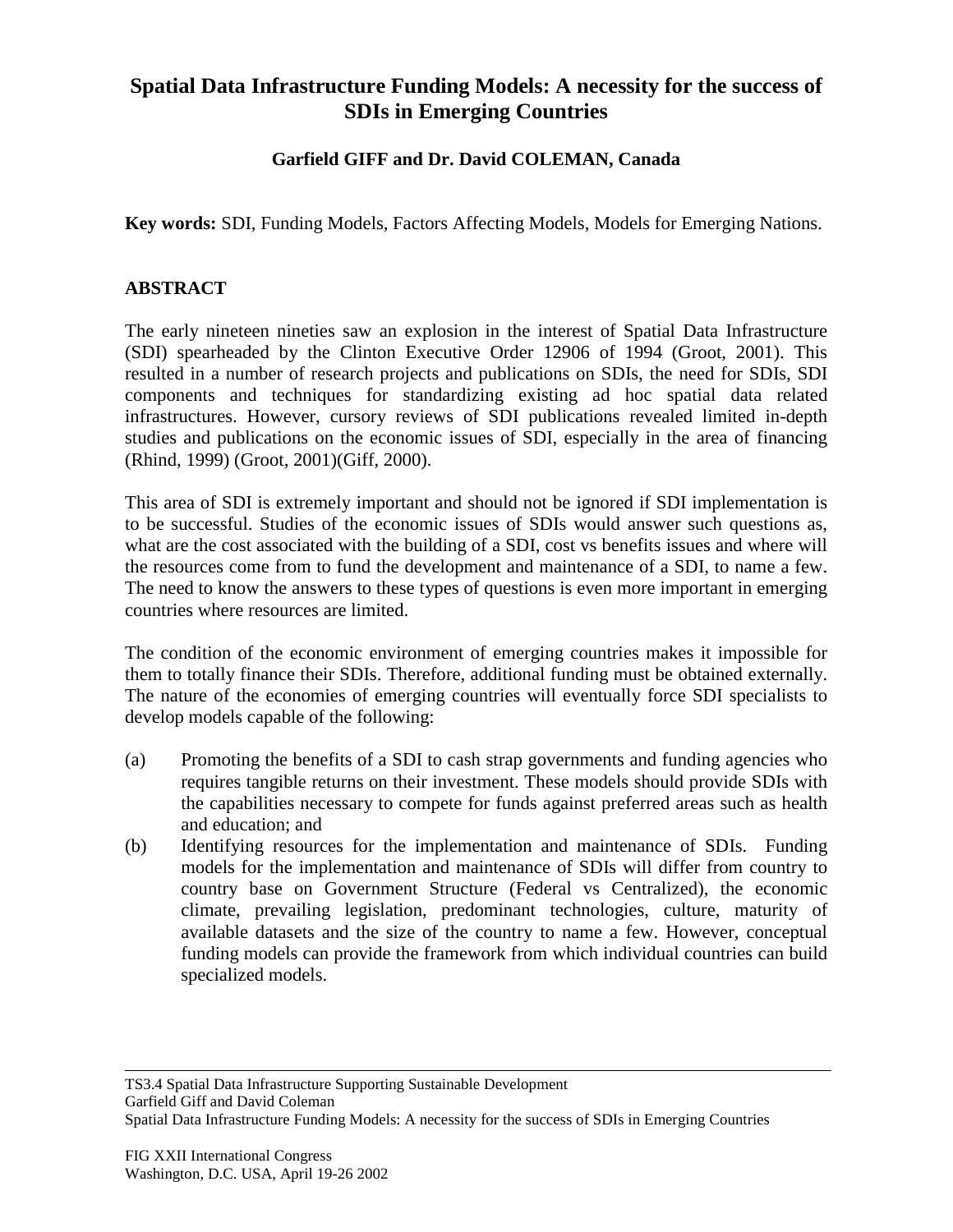# Spatial Data Infrastructure Funding Models: A necessity for the success of SDIs in Emerging Countries

**Garfield GIFF and Dr. David COLEMAN, Canada**

**Key words:** SDI, Funding Models, Factors Affecting Models, Models for Emerging Nations.

## ABSTRACT

The early nineteen nineties saw an explosion in the interest of Spatial Data Infrastructure (SDI) spearheaded by the Clinton Executive Order 12906 of 1994 (Groot, 2001). This resulted in a number of research projects and publications on SDIs, the need for SDIs, SDI components and techniques for standardizing existing ad hoc spatial data related infrastructures. However, cursory reviews of SDI publications revealed limited in-depth studies and publications on the economic issues of SDI, especially in the area of financing (Rhind, 1999) (Groot, 2001)(Giff, 2000).

This area of SDI is extremely important and should not be ignored if SDI implementation is to be successful. Studies of the economic issues of SDIs would answer such questions as, what are the cost associated with the building of a SDI, cost vs benefits issues and where will the resources come from to fund the development and maintenance of a SDI, to name a few. The need to know the answers to these types of questions is even more important in emerging countries where resources are limited.

The condition of the economic environment of emerging countries makes it impossible for them to totally finance their SDIs. Therefore, additional funding must be obtained externally. The nature of the economies of emerging countries will eventually force SDI specialists to develop models capable of the following:

(a) Promoting the benefits of a SDI to cash strap governments and funding agencies who requires tangible returns on their investment. These models should provide SDIs with the capabilities necessary to compete for funds against preferred areas such as health and education; and

(b) Identifying resources for the implementation and maintenance of SDIs. Funding models for the implementation and maintenance of SDIs will differ from country to country base on Government Structure (Federal vs Centralized), the economic climate, prevailing legislation, predominant technologies, culture, maturity of available datasets and the size of the country to name a few. However, conceptual funding models can provide the framework from which individual countries can build specialized models.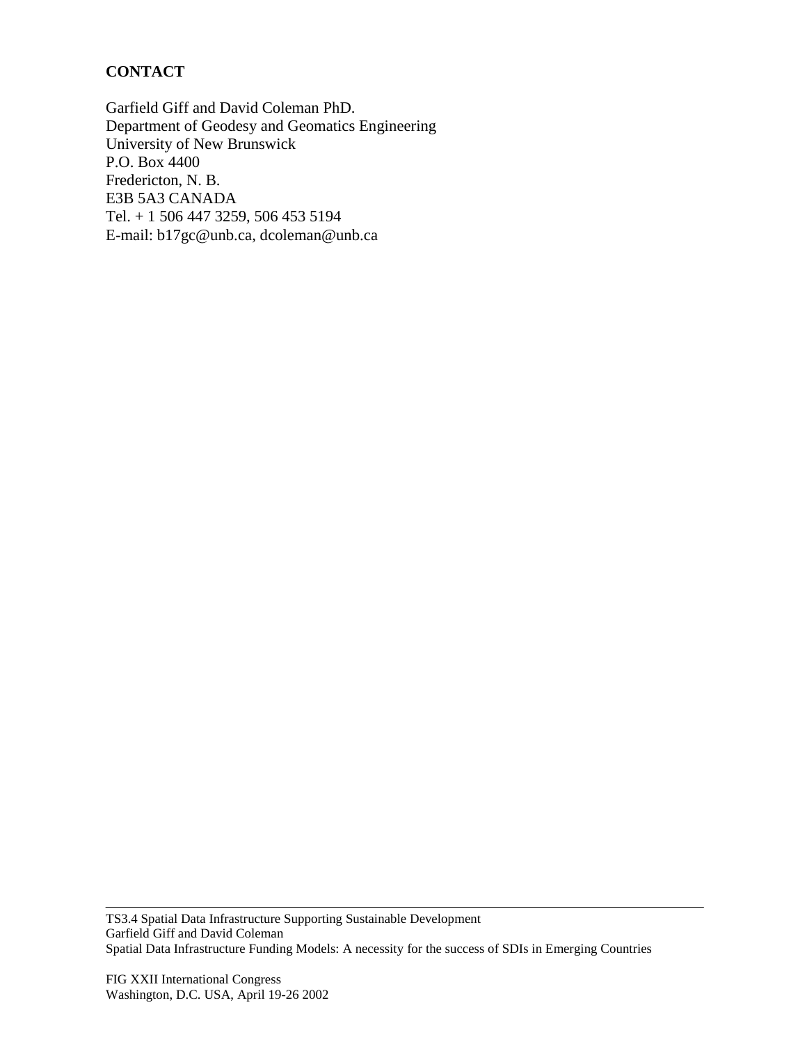**CONTACT**

Garfield Giff and David Coleman PhD.
Department of Geodesy and Geomatics Engineering
University of New Brunswick
P.O. Box 4400
Fredericton, N. B.
E3B 5A3 CANADA
Tel. + 1 506 447 3259, 506 453 5194
E-mail: b17gc@unb.ca, dcoleman@unb.ca